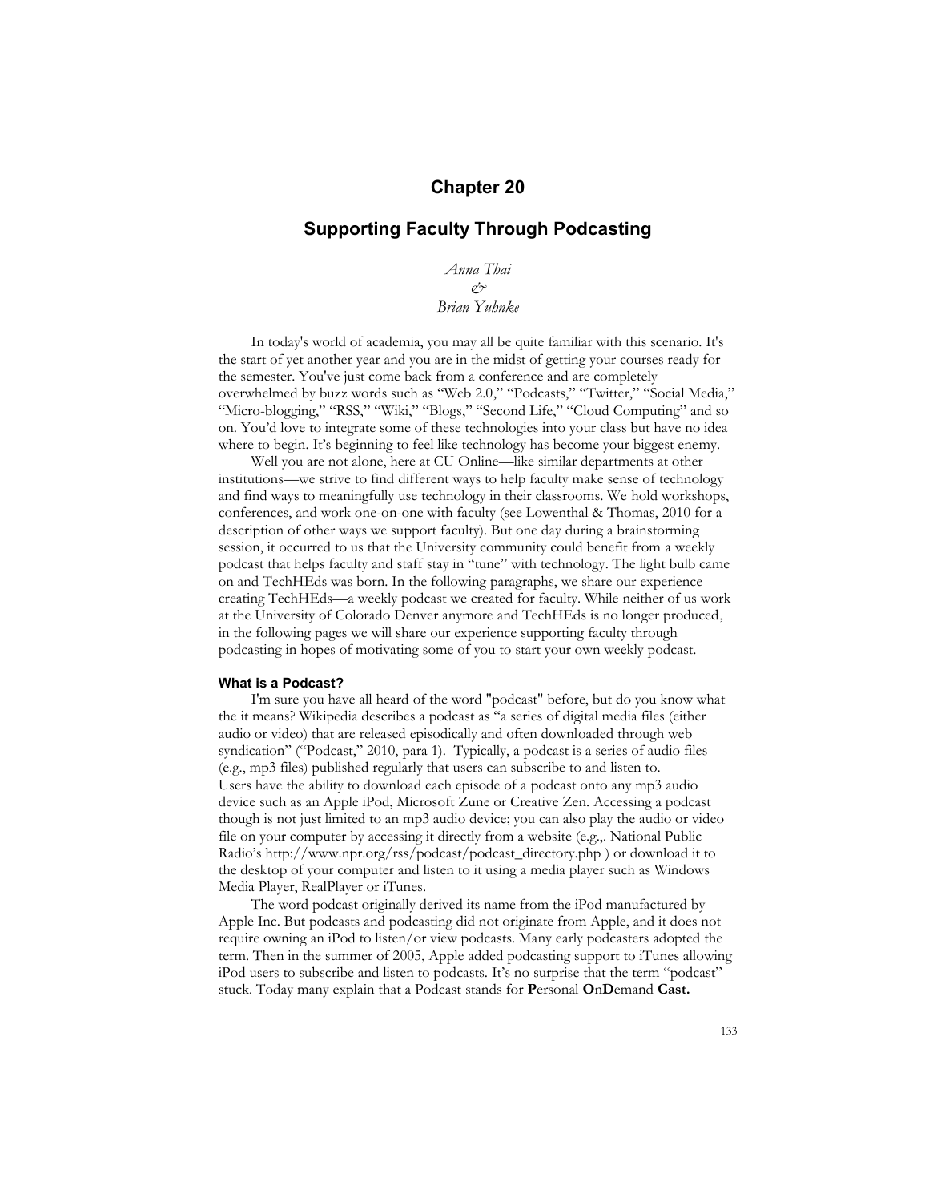# Chapter 20

## Supporting Faculty Through Podcasting

*Anna Thai*
*&*
*Brian Yuhnke*

In today's world of academia, you may all be quite familiar with this scenario. It's the start of yet another year and you are in the midst of getting your courses ready for the semester. You've just come back from a conference and are completely overwhelmed by buzz words such as "Web 2.0," "Podcasts," "Twitter," "Social Media," "Micro-blogging," "RSS," "Wiki," "Blogs," "Second Life," "Cloud Computing" and so on. You'd love to integrate some of these technologies into your class but have no idea where to begin. It's beginning to feel like technology has become your biggest enemy.

Well you are not alone, here at CU Online—like similar departments at other institutions—we strive to find different ways to help faculty make sense of technology and find ways to meaningfully use technology in their classrooms. We hold workshops, conferences, and work one-on-one with faculty (see Lowenthal & Thomas, 2010 for a description of other ways we support faculty). But one day during a brainstorming session, it occurred to us that the University community could benefit from a weekly podcast that helps faculty and staff stay in "tune" with technology. The light bulb came on and TechHEds was born. In the following paragraphs, we share our experience creating TechHEds—a weekly podcast we created for faculty. While neither of us work at the University of Colorado Denver anymore and TechHEds is no longer produced, in the following pages we will share our experience supporting faculty through podcasting in hopes of motivating some of you to start your own weekly podcast.

### What is a Podcast?

I'm sure you have all heard of the word "podcast" before, but do you know what the it means? Wikipedia describes a podcast as "a series of digital media files (either audio or video) that are released episodically and often downloaded through web syndication" ("Podcast," 2010, para 1). Typically, a podcast is a series of audio files (e.g., mp3 files) published regularly that users can subscribe to and listen to. Users have the ability to download each episode of a podcast onto any mp3 audio device such as an Apple iPod, Microsoft Zune or Creative Zen. Accessing a podcast though is not just limited to an mp3 audio device; you can also play the audio or video file on your computer by accessing it directly from a website (e.g.,. National Public Radio's http://www.npr.org/rss/podcast/podcast_directory.php ) or download it to the desktop of your computer and listen to it using a media player such as Windows Media Player, RealPlayer or iTunes.

The word podcast originally derived its name from the iPod manufactured by Apple Inc. But podcasts and podcasting did not originate from Apple, and it does not require owning an iPod to listen/or view podcasts. Many early podcasters adopted the term. Then in the summer of 2005, Apple added podcasting support to iTunes allowing iPod users to subscribe and listen to podcasts. It's no surprise that the term "podcast" stuck. Today many explain that a Podcast stands for **P**ersonal **O**n**D**emand **Cast.**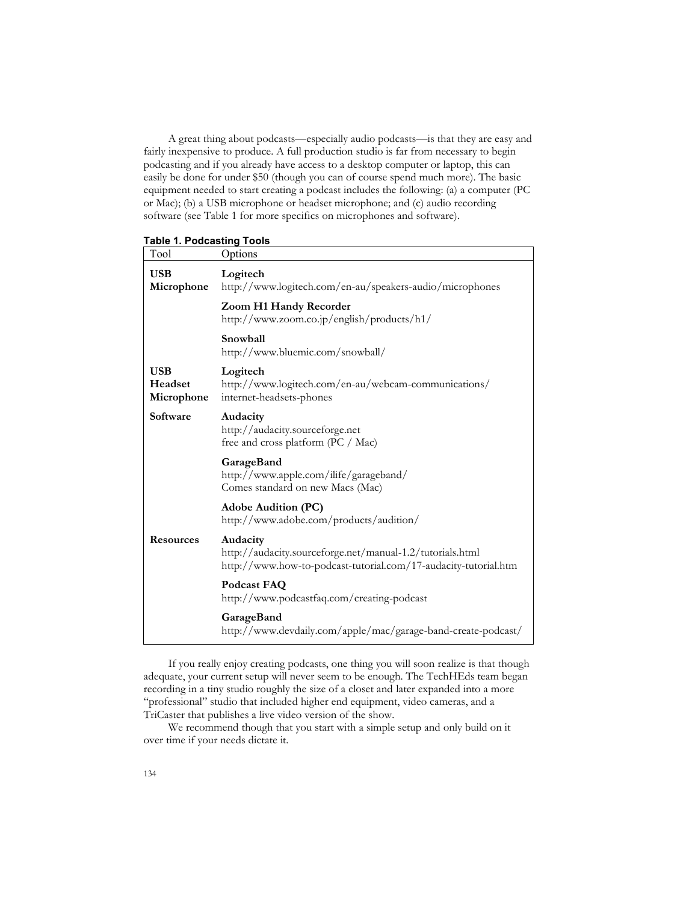A great thing about podcasts—especially audio podcasts—is that they are easy and fairly inexpensive to produce. A full production studio is far from necessary to begin podcasting and if you already have access to a desktop computer or laptop, this can easily be done for under $50 (though you can of course spend much more). The basic equipment needed to start creating a podcast includes the following: (a) a computer (PC or Mac); (b) a USB microphone or headset microphone; and (c) audio recording software (see Table 1 for more specifics on microphones and software).

**Table 1. Podcasting Tools**

| Tool | Options |
|---|---|
| **USB Microphone** | **Logitech**<br>http://www.logitech.com/en-au/speakers-audio/microphones |
| | **Zoom H1 Handy Recorder**<br>http://www.zoom.co.jp/english/products/h1/ |
| | **Snowball**<br>http://www.bluemic.com/snowball/ |
| **USB Headset Microphone** | **Logitech**<br>http://www.logitech.com/en-au/webcam-communications/internet-headsets-phones |
| **Software** | **Audacity**<br>http://audacity.sourceforge.net<br>free and cross platform (PC / Mac) |
| | **GarageBand**<br>http://www.apple.com/ilife/garageband/<br>Comes standard on new Macs (Mac) |
| | **Adobe Audition (PC)**<br>http://www.adobe.com/products/audition/ |
| **Resources** | **Audacity**<br>http://audacity.sourceforge.net/manual-1.2/tutorials.html<br>http://www.how-to-podcast-tutorial.com/17-audacity-tutorial.htm |
| | **Podcast FAQ**<br>http://www.podcastfaq.com/creating-podcast |
| | **GarageBand**<br>http://www.devdaily.com/apple/mac/garage-band-create-podcast/ |

If you really enjoy creating podcasts, one thing you will soon realize is that though adequate, your current setup will never seem to be enough. The TechHEds team began recording in a tiny studio roughly the size of a closet and later expanded into a more "professional" studio that included higher end equipment, video cameras, and a TriCaster that publishes a live video version of the show.

We recommend though that you start with a simple setup and only build on it over time if your needs dictate it.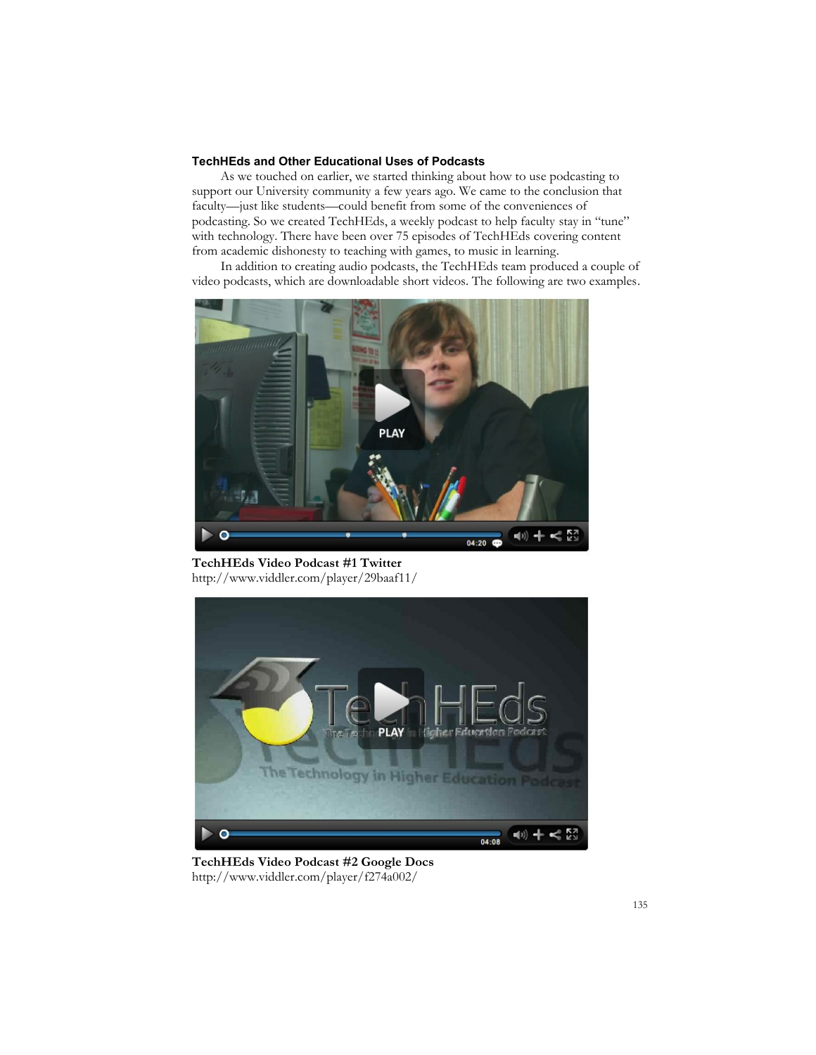### TechHEds and Other Educational Uses of Podcasts

As we touched on earlier, we started thinking about how to use podcasting to support our University community a few years ago. We came to the conclusion that faculty—just like students—could benefit from some of the conveniences of podcasting. So we created TechHEds, a weekly podcast to help faculty stay in "tune" with technology. There have been over 75 episodes of TechHEds covering content from academic dishonesty to teaching with games, to music in learning.

In addition to creating audio podcasts, the TechHEds team produced a couple of video podcasts, which are downloadable short videos. The following are two examples.

**TechHEds Video Podcast #1 Twitter**
http://www.viddler.com/player/29baaf11/

**TechHEds Video Podcast #2 Google Docs**
http://www.viddler.com/player/f274a002/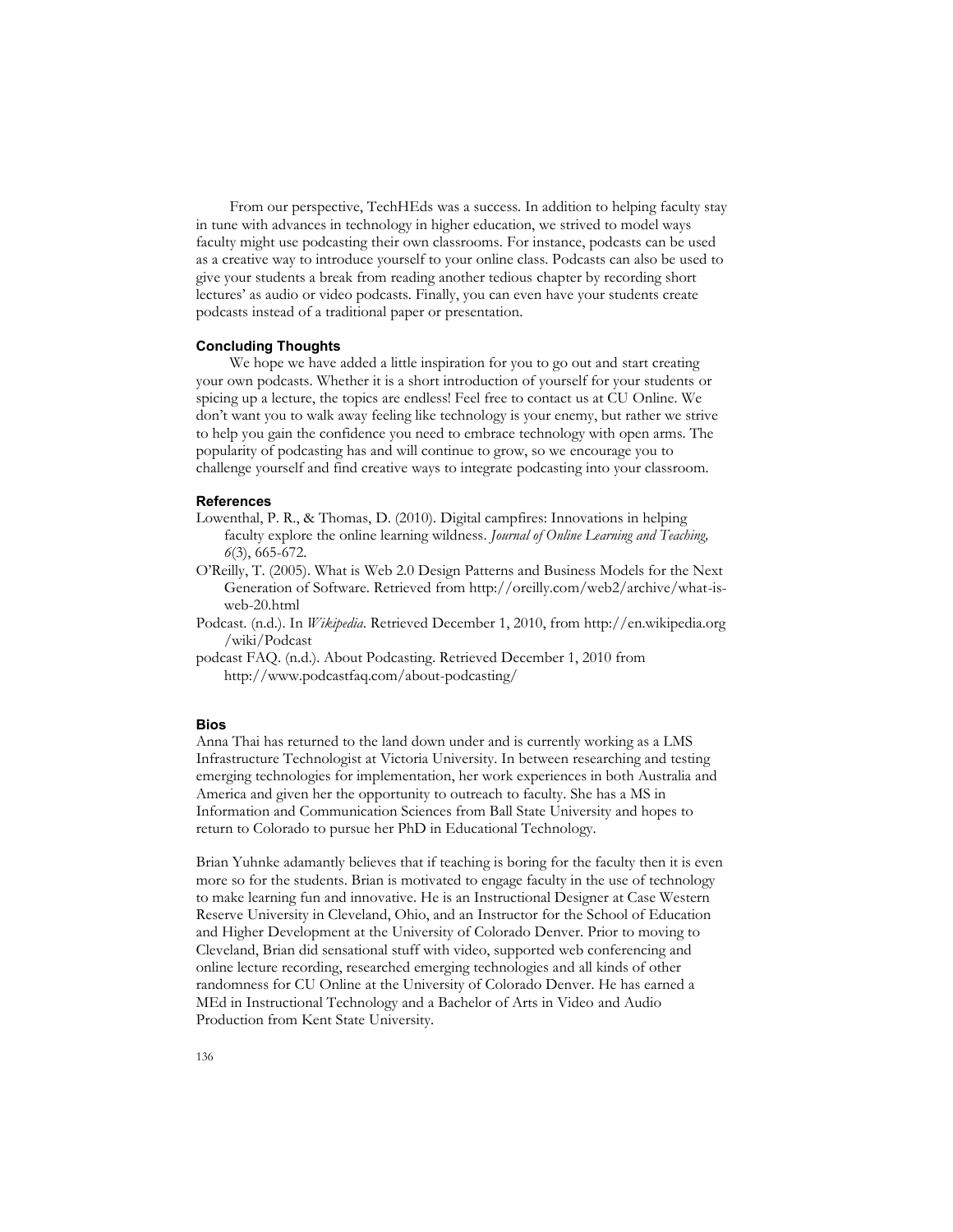From our perspective, TechHEds was a success. In addition to helping faculty stay in tune with advances in technology in higher education, we strived to model ways faculty might use podcasting their own classrooms. For instance, podcasts can be used as a creative way to introduce yourself to your online class. Podcasts can also be used to give your students a break from reading another tedious chapter by recording short lectures' as audio or video podcasts. Finally, you can even have your students create podcasts instead of a traditional paper or presentation.

### Concluding Thoughts

We hope we have added a little inspiration for you to go out and start creating your own podcasts. Whether it is a short introduction of yourself for your students or spicing up a lecture, the topics are endless! Feel free to contact us at CU Online. We don't want you to walk away feeling like technology is your enemy, but rather we strive to help you gain the confidence you need to embrace technology with open arms. The popularity of podcasting has and will continue to grow, so we encourage you to challenge yourself and find creative ways to integrate podcasting into your classroom.

### References

Lowenthal, P. R., & Thomas, D. (2010). Digital campfires: Innovations in helping faculty explore the online learning wildness. *Journal of Online Learning and Teaching, 6*(3), 665-672.

O'Reilly, T. (2005). What is Web 2.0 Design Patterns and Business Models for the Next Generation of Software. Retrieved from http://oreilly.com/web2/archive/what-is-web-20.html

Podcast. (n.d.). In *Wikipedia*. Retrieved December 1, 2010, from http://en.wikipedia.org/wiki/Podcast

podcast FAQ. (n.d.). About Podcasting. Retrieved December 1, 2010 from http://www.podcastfaq.com/about-podcasting/

### Bios

Anna Thai has returned to the land down under and is currently working as a LMS Infrastructure Technologist at Victoria University. In between researching and testing emerging technologies for implementation, her work experiences in both Australia and America and given her the opportunity to outreach to faculty. She has a MS in Information and Communication Sciences from Ball State University and hopes to return to Colorado to pursue her PhD in Educational Technology.

Brian Yuhnke adamantly believes that if teaching is boring for the faculty then it is even more so for the students. Brian is motivated to engage faculty in the use of technology to make learning fun and innovative. He is an Instructional Designer at Case Western Reserve University in Cleveland, Ohio, and an Instructor for the School of Education and Higher Development at the University of Colorado Denver. Prior to moving to Cleveland, Brian did sensational stuff with video, supported web conferencing and online lecture recording, researched emerging technologies and all kinds of other randomness for CU Online at the University of Colorado Denver. He has earned a MEd in Instructional Technology and a Bachelor of Arts in Video and Audio Production from Kent State University.